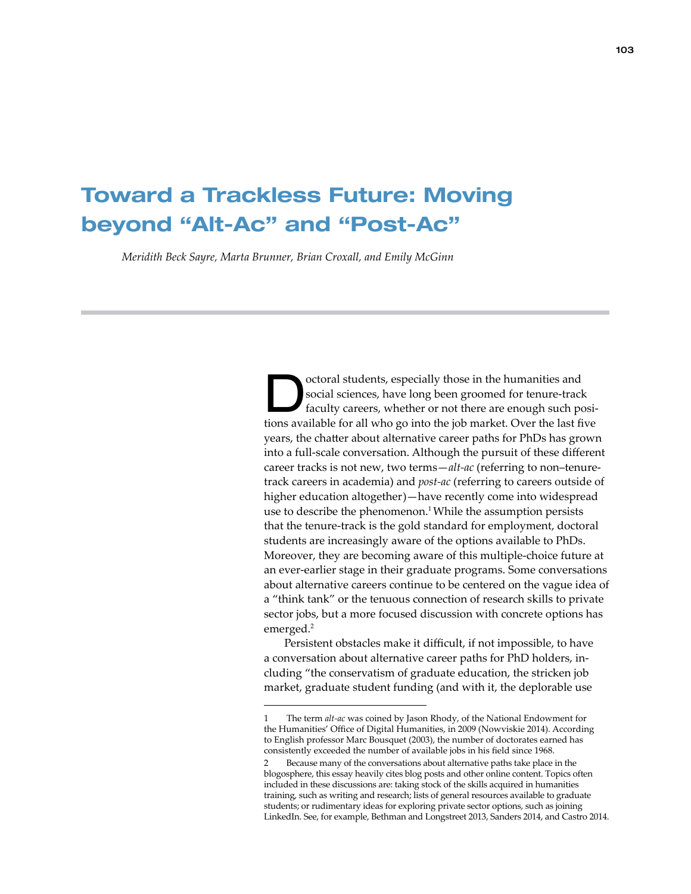# Toward a Trackless Future: Moving beyond "Alt-Ac" and "Post-Ac"

*Meridith Beck Sayre, Marta Brunner, Brian Croxall, and Emily McGinn*

Doctoral students, especially those in the humanities and social sciences, have long been groomed for tenure-track faculty careers, whether or not there are enough such positions available for all who go into the job market. Over the last five years, the chatter about alternative career paths for PhDs has grown into a full-scale conversation. Although the pursuit of these different career tracks is not new, two terms—*alt-ac* (referring to non–tenure-track careers in academia) and *post-ac* (referring to careers outside of higher education altogether)—have recently come into widespread use to describe the phenomenon.[1] While the assumption persists that the tenure-track is the gold standard for employment, doctoral students are increasingly aware of the options available to PhDs. Moreover, they are becoming aware of this multiple-choice future at an ever-earlier stage in their graduate programs. Some conversations about alternative careers continue to be centered on the vague idea of a "think tank" or the tenuous connection of research skills to private sector jobs, but a more focused discussion with concrete options has emerged.[2]

Persistent obstacles make it difficult, if not impossible, to have a conversation about alternative career paths for PhD holders, including "the conservatism of graduate education, the stricken job market, graduate student funding (and with it, the deplorable use

---

1 The term *alt-ac* was coined by Jason Rhody, of the National Endowment for the Humanities' Office of Digital Humanities, in 2009 (Nowviskie 2014). According to English professor Marc Bousquet (2003), the number of doctorates earned has consistently exceeded the number of available jobs in his field since 1968.

2 Because many of the conversations about alternative paths take place in the blogosphere, this essay heavily cites blog posts and other online content. Topics often included in these discussions are: taking stock of the skills acquired in humanities training, such as writing and research; lists of general resources available to graduate students; or rudimentary ideas for exploring private sector options, such as joining LinkedIn. See, for example, Bethman and Longstreet 2013, Sanders 2014, and Castro 2014.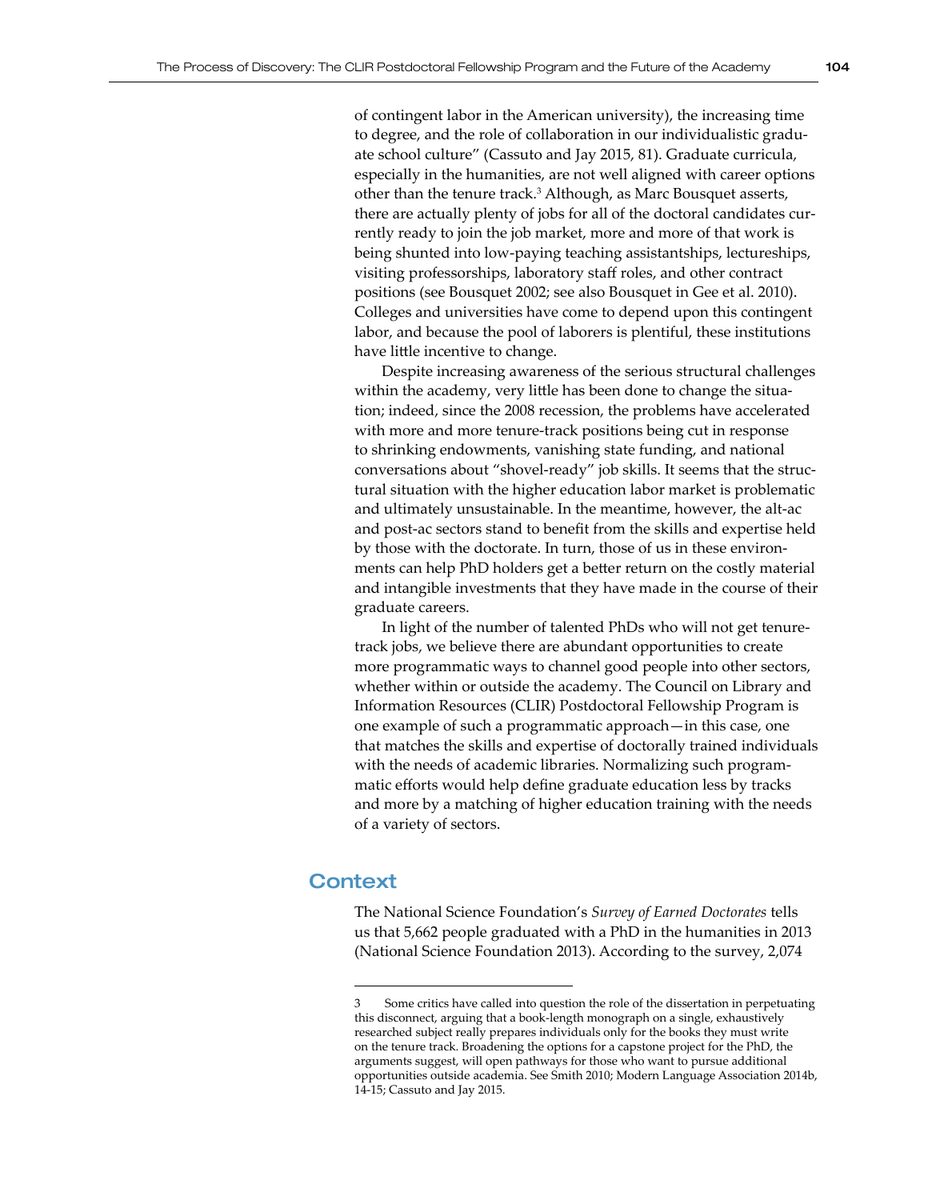of contingent labor in the American university), the increasing time to degree, and the role of collaboration in our individualistic graduate school culture" (Cassuto and Jay 2015, 81). Graduate curricula, especially in the humanities, are not well aligned with career options other than the tenure track.[3] Although, as Marc Bousquet asserts, there are actually plenty of jobs for all of the doctoral candidates currently ready to join the job market, more and more of that work is being shunted into low-paying teaching assistantships, lectureships, visiting professorships, laboratory staff roles, and other contract positions (see Bousquet 2002; see also Bousquet in Gee et al. 2010). Colleges and universities have come to depend upon this contingent labor, and because the pool of laborers is plentiful, these institutions have little incentive to change.

Despite increasing awareness of the serious structural challenges within the academy, very little has been done to change the situation; indeed, since the 2008 recession, the problems have accelerated with more and more tenure-track positions being cut in response to shrinking endowments, vanishing state funding, and national conversations about "shovel-ready" job skills. It seems that the structural situation with the higher education labor market is problematic and ultimately unsustainable. In the meantime, however, the alt-ac and post-ac sectors stand to benefit from the skills and expertise held by those with the doctorate. In turn, those of us in these environments can help PhD holders get a better return on the costly material and intangible investments that they have made in the course of their graduate careers.

In light of the number of talented PhDs who will not get tenure-track jobs, we believe there are abundant opportunities to create more programmatic ways to channel good people into other sectors, whether within or outside the academy. The Council on Library and Information Resources (CLIR) Postdoctoral Fellowship Program is one example of such a programmatic approach—in this case, one that matches the skills and expertise of doctorally trained individuals with the needs of academic libraries. Normalizing such programmatic efforts would help define graduate education less by tracks and more by a matching of higher education training with the needs of a variety of sectors.

## Context

The National Science Foundation's *Survey of Earned Doctorates* tells us that 5,662 people graduated with a PhD in the humanities in 2013 (National Science Foundation 2013). According to the survey, 2,074

---

3 Some critics have called into question the role of the dissertation in perpetuating this disconnect, arguing that a book-length monograph on a single, exhaustively researched subject really prepares individuals only for the books they must write on the tenure track. Broadening the options for a capstone project for the PhD, the arguments suggest, will open pathways for those who want to pursue additional opportunities outside academia. See Smith 2010; Modern Language Association 2014b, 14-15; Cassuto and Jay 2015.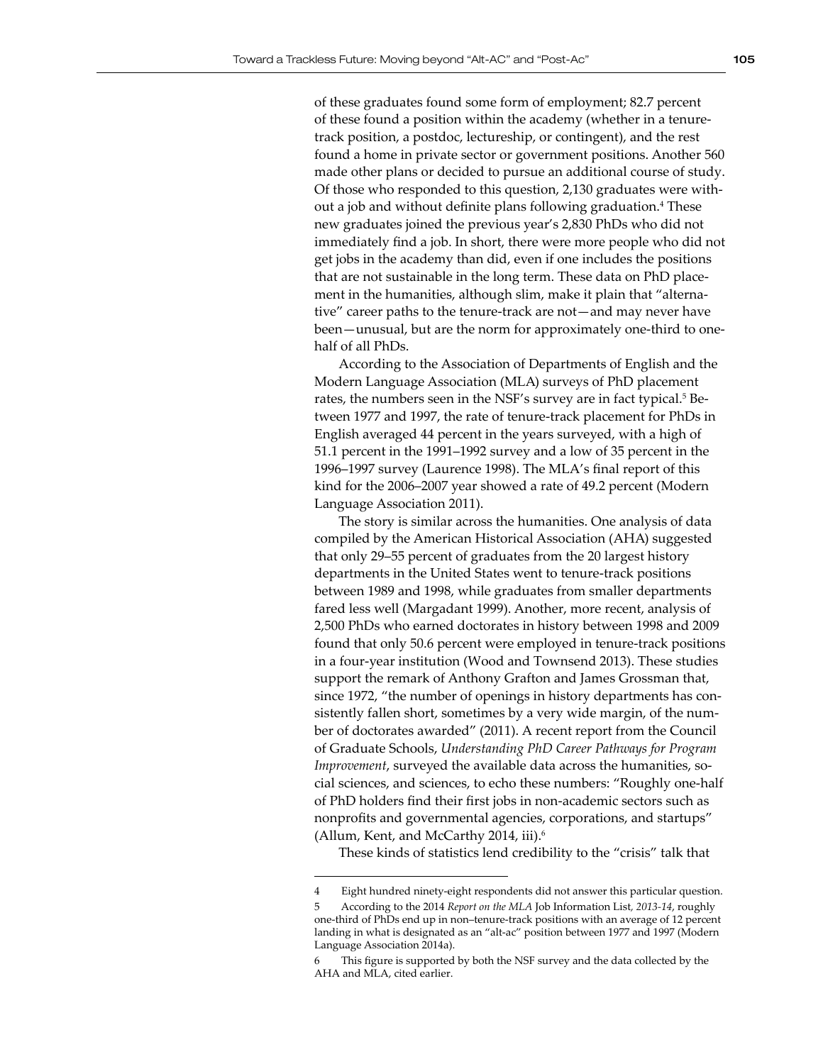of these graduates found some form of employment; 82.7 percent of these found a position within the academy (whether in a tenure-track position, a postdoc, lectureship, or contingent), and the rest found a home in private sector or government positions. Another 560 made other plans or decided to pursue an additional course of study. Of those who responded to this question, 2,130 graduates were without a job and without definite plans following graduation.[4] These new graduates joined the previous year's 2,830 PhDs who did not immediately find a job. In short, there were more people who did not get jobs in the academy than did, even if one includes the positions that are not sustainable in the long term. These data on PhD placement in the humanities, although slim, make it plain that "alternative" career paths to the tenure-track are not—and may never have been—unusual, but are the norm for approximately one-third to one-half of all PhDs.

According to the Association of Departments of English and the Modern Language Association (MLA) surveys of PhD placement rates, the numbers seen in the NSF's survey are in fact typical.[5] Between 1977 and 1997, the rate of tenure-track placement for PhDs in English averaged 44 percent in the years surveyed, with a high of 51.1 percent in the 1991–1992 survey and a low of 35 percent in the 1996–1997 survey (Laurence 1998). The MLA's final report of this kind for the 2006–2007 year showed a rate of 49.2 percent (Modern Language Association 2011).

The story is similar across the humanities. One analysis of data compiled by the American Historical Association (AHA) suggested that only 29–55 percent of graduates from the 20 largest history departments in the United States went to tenure-track positions between 1989 and 1998, while graduates from smaller departments fared less well (Margadant 1999). Another, more recent, analysis of 2,500 PhDs who earned doctorates in history between 1998 and 2009 found that only 50.6 percent were employed in tenure-track positions in a four-year institution (Wood and Townsend 2013). These studies support the remark of Anthony Grafton and James Grossman that, since 1972, "the number of openings in history departments has consistently fallen short, sometimes by a very wide margin, of the number of doctorates awarded" (2011). A recent report from the Council of Graduate Schools, *Understanding PhD Career Pathways for Program Improvement*, surveyed the available data across the humanities, social sciences, and sciences, to echo these numbers: "Roughly one-half of PhD holders find their first jobs in non-academic sectors such as nonprofits and governmental agencies, corporations, and startups" (Allum, Kent, and McCarthy 2014, iii).[6]

These kinds of statistics lend credibility to the "crisis" talk that

---

4 Eight hundred ninety-eight respondents did not answer this particular question.

5 According to the 2014 *Report on the MLA* Job Information List*, 2013-14*, roughly one-third of PhDs end up in non–tenure-track positions with an average of 12 percent landing in what is designated as an "alt-ac" position between 1977 and 1997 (Modern Language Association 2014a).

6 This figure is supported by both the NSF survey and the data collected by the AHA and MLA, cited earlier.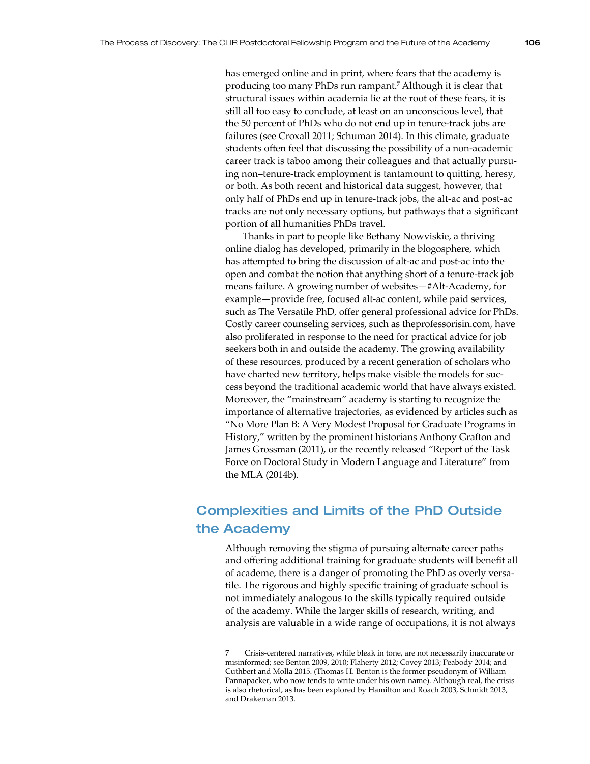has emerged online and in print, where fears that the academy is producing too many PhDs run rampant.[7] Although it is clear that structural issues within academia lie at the root of these fears, it is still all too easy to conclude, at least on an unconscious level, that the 50 percent of PhDs who do not end up in tenure-track jobs are failures (see Croxall 2011; Schuman 2014). In this climate, graduate students often feel that discussing the possibility of a non-academic career track is taboo among their colleagues and that actually pursuing non–tenure-track employment is tantamount to quitting, heresy, or both. As both recent and historical data suggest, however, that only half of PhDs end up in tenure-track jobs, the alt-ac and post-ac tracks are not only necessary options, but pathways that a significant portion of all humanities PhDs travel.

Thanks in part to people like Bethany Nowviskie, a thriving online dialog has developed, primarily in the blogosphere, which has attempted to bring the discussion of alt-ac and post-ac into the open and combat the notion that anything short of a tenure-track job means failure. A growing number of websites—#Alt-Academy, for example—provide free, focused alt-ac content, while paid services, such as The Versatile PhD, offer general professional advice for PhDs. Costly career counseling services, such as theprofessorisin.com, have also proliferated in response to the need for practical advice for job seekers both in and outside the academy. The growing availability of these resources, produced by a recent generation of scholars who have charted new territory, helps make visible the models for success beyond the traditional academic world that have always existed. Moreover, the "mainstream" academy is starting to recognize the importance of alternative trajectories, as evidenced by articles such as "No More Plan B: A Very Modest Proposal for Graduate Programs in History," written by the prominent historians Anthony Grafton and James Grossman (2011), or the recently released "Report of the Task Force on Doctoral Study in Modern Language and Literature" from the MLA (2014b).

## Complexities and Limits of the PhD Outside the Academy

Although removing the stigma of pursuing alternate career paths and offering additional training for graduate students will benefit all of academe, there is a danger of promoting the PhD as overly versatile. The rigorous and highly specific training of graduate school is not immediately analogous to the skills typically required outside of the academy. While the larger skills of research, writing, and analysis are valuable in a wide range of occupations, it is not always

---

7 Crisis-centered narratives, while bleak in tone, are not necessarily inaccurate or misinformed; see Benton 2009, 2010; Flaherty 2012; Covey 2013; Peabody 2014; and Cuthbert and Molla 2015. (Thomas H. Benton is the former pseudonym of William Pannapacker, who now tends to write under his own name). Although real, the crisis is also rhetorical, as has been explored by Hamilton and Roach 2003, Schmidt 2013, and Drakeman 2013.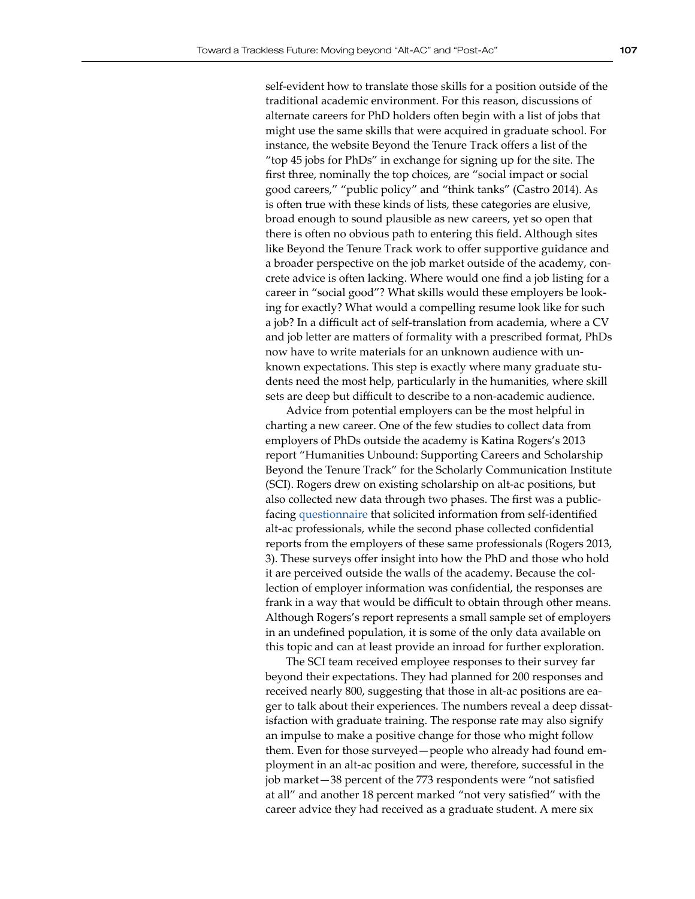self-evident how to translate those skills for a position outside of the traditional academic environment. For this reason, discussions of alternate careers for PhD holders often begin with a list of jobs that might use the same skills that were acquired in graduate school. For instance, the website Beyond the Tenure Track offers a list of the "top 45 jobs for PhDs" in exchange for signing up for the site. The first three, nominally the top choices, are "social impact or social good careers," "public policy" and "think tanks" (Castro 2014). As is often true with these kinds of lists, these categories are elusive, broad enough to sound plausible as new careers, yet so open that there is often no obvious path to entering this field. Although sites like Beyond the Tenure Track work to offer supportive guidance and a broader perspective on the job market outside of the academy, concrete advice is often lacking. Where would one find a job listing for a career in "social good"? What skills would these employers be looking for exactly? What would a compelling resume look like for such a job? In a difficult act of self-translation from academia, where a CV and job letter are matters of formality with a prescribed format, PhDs now have to write materials for an unknown audience with unknown expectations. This step is exactly where many graduate students need the most help, particularly in the humanities, where skill sets are deep but difficult to describe to a non-academic audience.

Advice from potential employers can be the most helpful in charting a new career. One of the few studies to collect data from employers of PhDs outside the academy is Katina Rogers's 2013 report "Humanities Unbound: Supporting Careers and Scholarship Beyond the Tenure Track" for the Scholarly Communication Institute (SCI). Rogers drew on existing scholarship on alt-ac positions, but also collected new data through two phases. The first was a public-facing questionnaire that solicited information from self-identified alt-ac professionals, while the second phase collected confidential reports from the employers of these same professionals (Rogers 2013, 3). These surveys offer insight into how the PhD and those who hold it are perceived outside the walls of the academy. Because the collection of employer information was confidential, the responses are frank in a way that would be difficult to obtain through other means. Although Rogers's report represents a small sample set of employers in an undefined population, it is some of the only data available on this topic and can at least provide an inroad for further exploration.

The SCI team received employee responses to their survey far beyond their expectations. They had planned for 200 responses and received nearly 800, suggesting that those in alt-ac positions are eager to talk about their experiences. The numbers reveal a deep dissatisfaction with graduate training. The response rate may also signify an impulse to make a positive change for those who might follow them. Even for those surveyed—people who already had found employment in an alt-ac position and were, therefore, successful in the job market—38 percent of the 773 respondents were "not satisfied at all" and another 18 percent marked "not very satisfied" with the career advice they had received as a graduate student. A mere six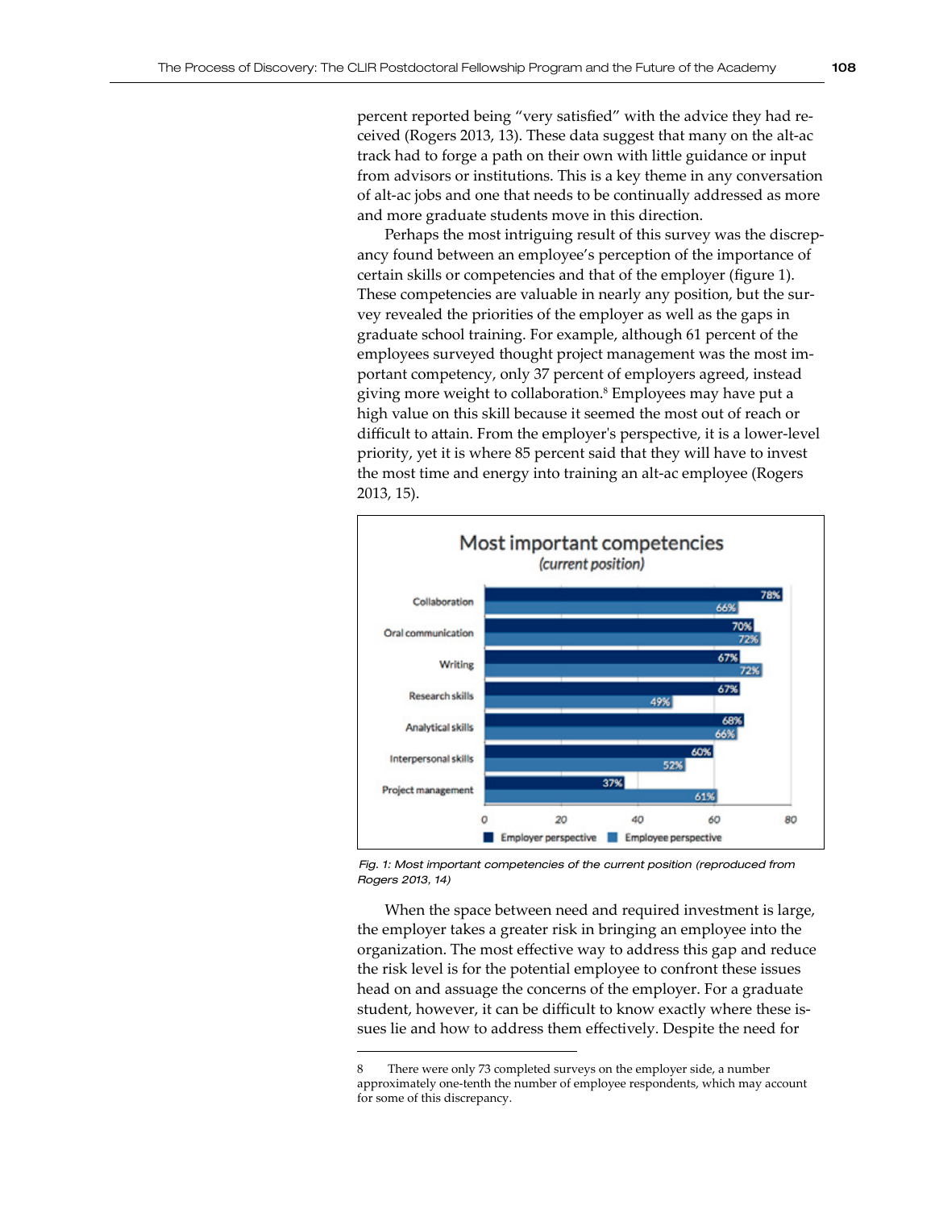percent reported being "very satisfied" with the advice they had received (Rogers 2013, 13). These data suggest that many on the alt-ac track had to forge a path on their own with little guidance or input from advisors or institutions. This is a key theme in any conversation of alt-ac jobs and one that needs to be continually addressed as more and more graduate students move in this direction.

Perhaps the most intriguing result of this survey was the discrepancy found between an employee's perception of the importance of certain skills or competencies and that of the employer (figure 1). These competencies are valuable in nearly any position, but the survey revealed the priorities of the employer as well as the gaps in graduate school training. For example, although 61 percent of the employees surveyed thought project management was the most important competency, only 37 percent of employers agreed, instead giving more weight to collaboration.[8] Employees may have put a high value on this skill because it seemed the most out of reach or difficult to attain. From the employer's perspective, it is a lower-level priority, yet it is where 85 percent said that they will have to invest the most time and energy into training an alt-ac employee (Rogers 2013, 15).

**Most important competencies**
*(current position)*

| Competency | Employer perspective | Employee perspective |
|---|---|---|
| Collaboration | 78% | 66% |
| Oral communication | 70% | 72% |
| Writing | 67% | 72% |
| Research skills | 67% | 49% |
| Analytical skills | 68% | 66% |
| Interpersonal skills | 60% | 52% |
| Project management | 37% | 61% |

*Fig. 1: Most important competencies of the current position (reproduced from Rogers 2013, 14)*

When the space between need and required investment is large, the employer takes a greater risk in bringing an employee into the organization. The most effective way to address this gap and reduce the risk level is for the potential employee to confront these issues head on and assuage the concerns of the employer. For a graduate student, however, it can be difficult to know exactly where these issues lie and how to address them effectively. Despite the need for

---

8 There were only 73 completed surveys on the employer side, a number approximately one-tenth the number of employee respondents, which may account for some of this discrepancy.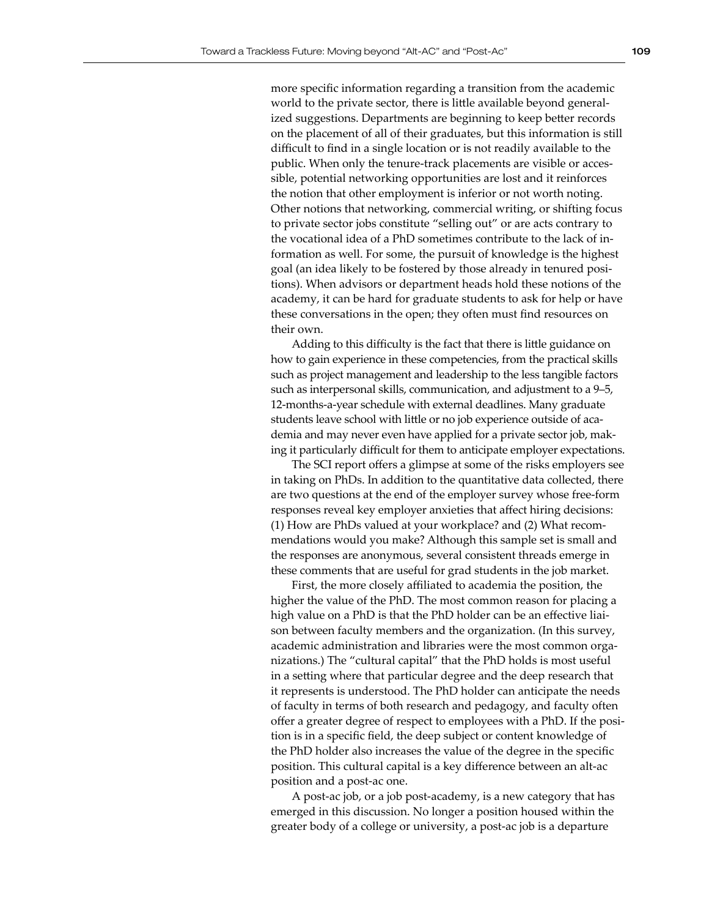more specific information regarding a transition from the academic world to the private sector, there is little available beyond generalized suggestions. Departments are beginning to keep better records on the placement of all of their graduates, but this information is still difficult to find in a single location or is not readily available to the public. When only the tenure-track placements are visible or accessible, potential networking opportunities are lost and it reinforces the notion that other employment is inferior or not worth noting. Other notions that networking, commercial writing, or shifting focus to private sector jobs constitute "selling out" or are acts contrary to the vocational idea of a PhD sometimes contribute to the lack of information as well. For some, the pursuit of knowledge is the highest goal (an idea likely to be fostered by those already in tenured positions). When advisors or department heads hold these notions of the academy, it can be hard for graduate students to ask for help or have these conversations in the open; they often must find resources on their own.

Adding to this difficulty is the fact that there is little guidance on how to gain experience in these competencies, from the practical skills such as project management and leadership to the less tangible factors such as interpersonal skills, communication, and adjustment to a 9–5, 12-months-a-year schedule with external deadlines. Many graduate students leave school with little or no job experience outside of academia and may never even have applied for a private sector job, making it particularly difficult for them to anticipate employer expectations.

The SCI report offers a glimpse at some of the risks employers see in taking on PhDs. In addition to the quantitative data collected, there are two questions at the end of the employer survey whose free-form responses reveal key employer anxieties that affect hiring decisions: (1) How are PhDs valued at your workplace? and (2) What recommendations would you make? Although this sample set is small and the responses are anonymous, several consistent threads emerge in these comments that are useful for grad students in the job market.

First, the more closely affiliated to academia the position, the higher the value of the PhD. The most common reason for placing a high value on a PhD is that the PhD holder can be an effective liaison between faculty members and the organization. (In this survey, academic administration and libraries were the most common organizations.) The "cultural capital" that the PhD holds is most useful in a setting where that particular degree and the deep research that it represents is understood. The PhD holder can anticipate the needs of faculty in terms of both research and pedagogy, and faculty often offer a greater degree of respect to employees with a PhD. If the position is in a specific field, the deep subject or content knowledge of the PhD holder also increases the value of the degree in the specific position. This cultural capital is a key difference between an alt-ac position and a post-ac one.

A post-ac job, or a job post-academy, is a new category that has emerged in this discussion. No longer a position housed within the greater body of a college or university, a post-ac job is a departure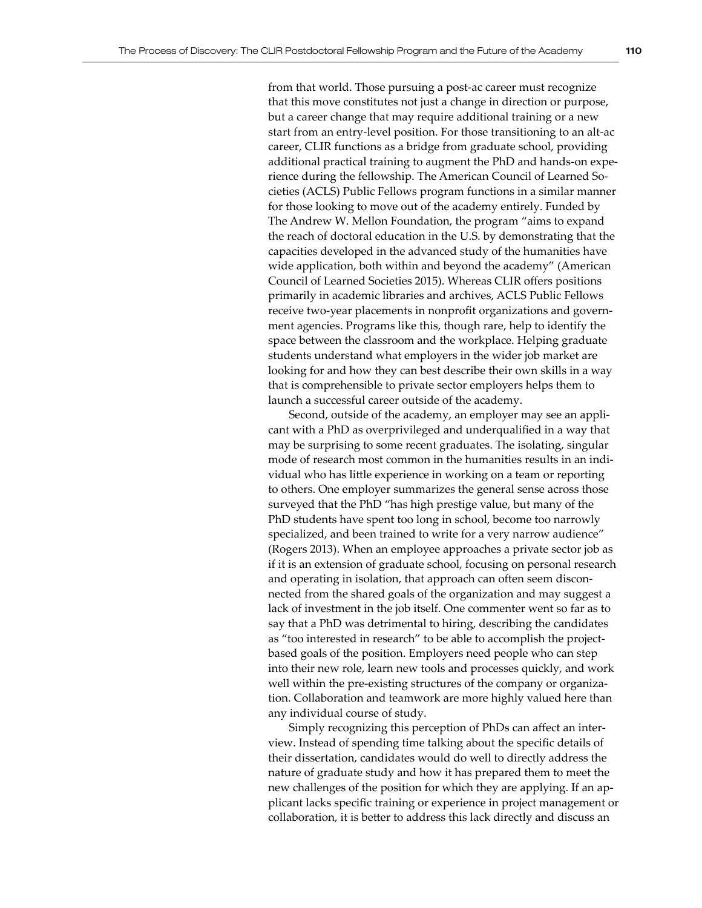from that world. Those pursuing a post-ac career must recognize that this move constitutes not just a change in direction or purpose, but a career change that may require additional training or a new start from an entry-level position. For those transitioning to an alt-ac career, CLIR functions as a bridge from graduate school, providing additional practical training to augment the PhD and hands-on experience during the fellowship. The American Council of Learned Societies (ACLS) Public Fellows program functions in a similar manner for those looking to move out of the academy entirely. Funded by The Andrew W. Mellon Foundation, the program "aims to expand the reach of doctoral education in the U.S. by demonstrating that the capacities developed in the advanced study of the humanities have wide application, both within and beyond the academy" (American Council of Learned Societies 2015). Whereas CLIR offers positions primarily in academic libraries and archives, ACLS Public Fellows receive two-year placements in nonprofit organizations and government agencies. Programs like this, though rare, help to identify the space between the classroom and the workplace. Helping graduate students understand what employers in the wider job market are looking for and how they can best describe their own skills in a way that is comprehensible to private sector employers helps them to launch a successful career outside of the academy.

Second, outside of the academy, an employer may see an applicant with a PhD as overprivileged and underqualified in a way that may be surprising to some recent graduates. The isolating, singular mode of research most common in the humanities results in an individual who has little experience in working on a team or reporting to others. One employer summarizes the general sense across those surveyed that the PhD "has high prestige value, but many of the PhD students have spent too long in school, become too narrowly specialized, and been trained to write for a very narrow audience" (Rogers 2013). When an employee approaches a private sector job as if it is an extension of graduate school, focusing on personal research and operating in isolation, that approach can often seem disconnected from the shared goals of the organization and may suggest a lack of investment in the job itself. One commenter went so far as to say that a PhD was detrimental to hiring, describing the candidates as "too interested in research" to be able to accomplish the project-based goals of the position. Employers need people who can step into their new role, learn new tools and processes quickly, and work well within the pre-existing structures of the company or organization. Collaboration and teamwork are more highly valued here than any individual course of study.

Simply recognizing this perception of PhDs can affect an interview. Instead of spending time talking about the specific details of their dissertation, candidates would do well to directly address the nature of graduate study and how it has prepared them to meet the new challenges of the position for which they are applying. If an applicant lacks specific training or experience in project management or collaboration, it is better to address this lack directly and discuss an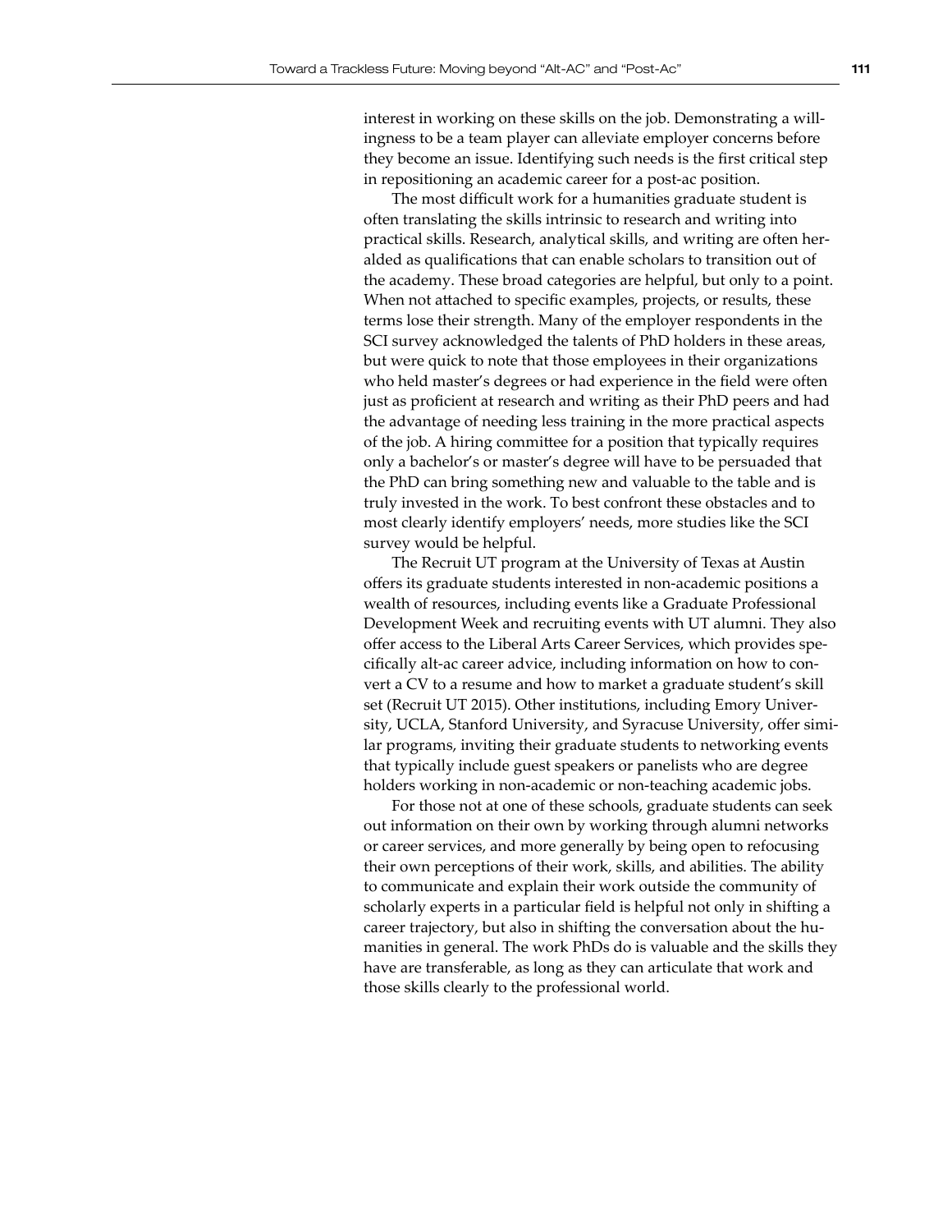interest in working on these skills on the job. Demonstrating a willingness to be a team player can alleviate employer concerns before they become an issue. Identifying such needs is the first critical step in repositioning an academic career for a post-ac position.

The most difficult work for a humanities graduate student is often translating the skills intrinsic to research and writing into practical skills. Research, analytical skills, and writing are often heralded as qualifications that can enable scholars to transition out of the academy. These broad categories are helpful, but only to a point. When not attached to specific examples, projects, or results, these terms lose their strength. Many of the employer respondents in the SCI survey acknowledged the talents of PhD holders in these areas, but were quick to note that those employees in their organizations who held master's degrees or had experience in the field were often just as proficient at research and writing as their PhD peers and had the advantage of needing less training in the more practical aspects of the job. A hiring committee for a position that typically requires only a bachelor's or master's degree will have to be persuaded that the PhD can bring something new and valuable to the table and is truly invested in the work. To best confront these obstacles and to most clearly identify employers' needs, more studies like the SCI survey would be helpful.

The Recruit UT program at the University of Texas at Austin offers its graduate students interested in non-academic positions a wealth of resources, including events like a Graduate Professional Development Week and recruiting events with UT alumni. They also offer access to the Liberal Arts Career Services, which provides specifically alt-ac career advice, including information on how to convert a CV to a resume and how to market a graduate student's skill set (Recruit UT 2015). Other institutions, including Emory University, UCLA, Stanford University, and Syracuse University, offer similar programs, inviting their graduate students to networking events that typically include guest speakers or panelists who are degree holders working in non-academic or non-teaching academic jobs.

For those not at one of these schools, graduate students can seek out information on their own by working through alumni networks or career services, and more generally by being open to refocusing their own perceptions of their work, skills, and abilities. The ability to communicate and explain their work outside the community of scholarly experts in a particular field is helpful not only in shifting a career trajectory, but also in shifting the conversation about the humanities in general. The work PhDs do is valuable and the skills they have are transferable, as long as they can articulate that work and those skills clearly to the professional world.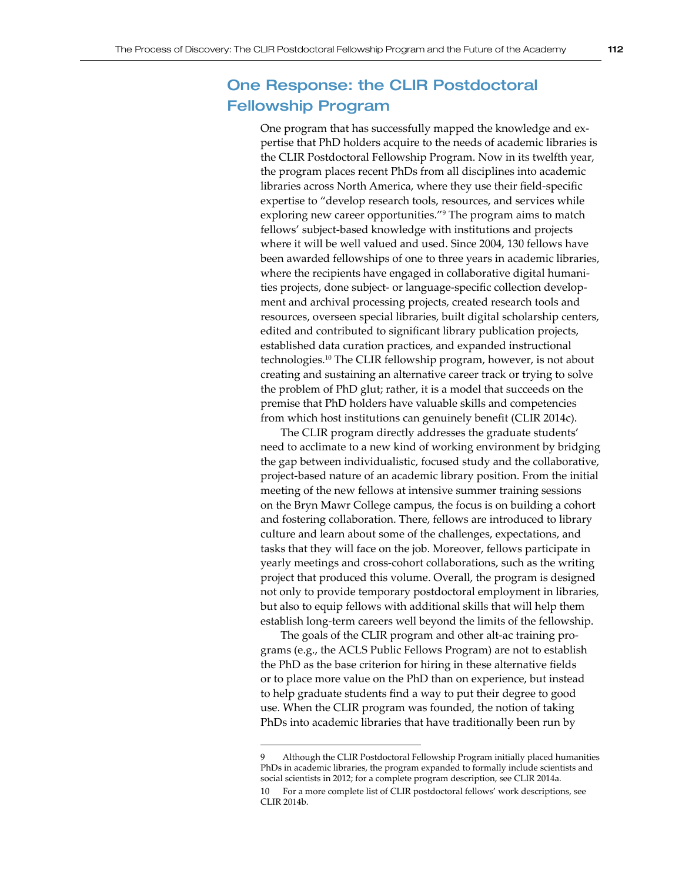## One Response: the CLIR Postdoctoral Fellowship Program

One program that has successfully mapped the knowledge and expertise that PhD holders acquire to the needs of academic libraries is the CLIR Postdoctoral Fellowship Program. Now in its twelfth year, the program places recent PhDs from all disciplines into academic libraries across North America, where they use their field-specific expertise to "develop research tools, resources, and services while exploring new career opportunities."[9] The program aims to match fellows' subject-based knowledge with institutions and projects where it will be well valued and used. Since 2004, 130 fellows have been awarded fellowships of one to three years in academic libraries, where the recipients have engaged in collaborative digital humanities projects, done subject- or language-specific collection development and archival processing projects, created research tools and resources, overseen special libraries, built digital scholarship centers, edited and contributed to significant library publication projects, established data curation practices, and expanded instructional technologies.[10] The CLIR fellowship program, however, is not about creating and sustaining an alternative career track or trying to solve the problem of PhD glut; rather, it is a model that succeeds on the premise that PhD holders have valuable skills and competencies from which host institutions can genuinely benefit (CLIR 2014c).

The CLIR program directly addresses the graduate students' need to acclimate to a new kind of working environment by bridging the gap between individualistic, focused study and the collaborative, project-based nature of an academic library position. From the initial meeting of the new fellows at intensive summer training sessions on the Bryn Mawr College campus, the focus is on building a cohort and fostering collaboration. There, fellows are introduced to library culture and learn about some of the challenges, expectations, and tasks that they will face on the job. Moreover, fellows participate in yearly meetings and cross-cohort collaborations, such as the writing project that produced this volume. Overall, the program is designed not only to provide temporary postdoctoral employment in libraries, but also to equip fellows with additional skills that will help them establish long-term careers well beyond the limits of the fellowship.

The goals of the CLIR program and other alt-ac training programs (e.g., the ACLS Public Fellows Program) are not to establish the PhD as the base criterion for hiring in these alternative fields or to place more value on the PhD than on experience, but instead to help graduate students find a way to put their degree to good use. When the CLIR program was founded, the notion of taking PhDs into academic libraries that have traditionally been run by

---

9 Although the CLIR Postdoctoral Fellowship Program initially placed humanities PhDs in academic libraries, the program expanded to formally include scientists and social scientists in 2012; for a complete program description, see CLIR 2014a.

10 For a more complete list of CLIR postdoctoral fellows' work descriptions, see CLIR 2014b.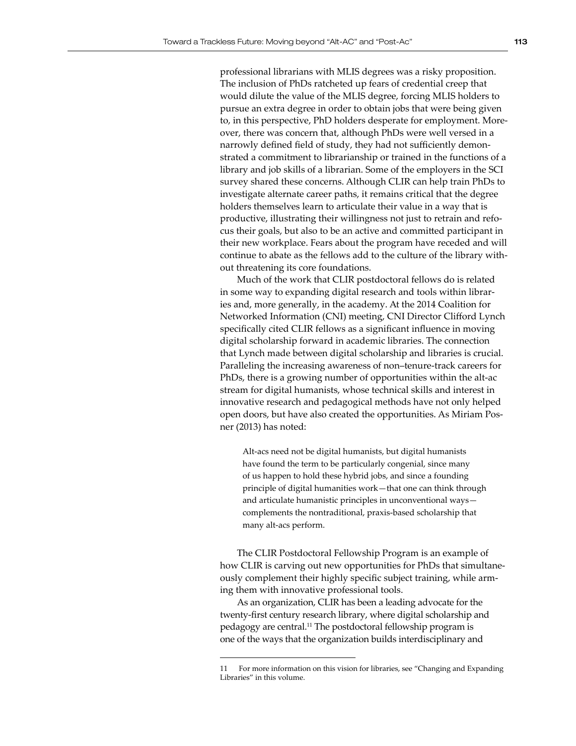professional librarians with MLIS degrees was a risky proposition. The inclusion of PhDs ratcheted up fears of credential creep that would dilute the value of the MLIS degree, forcing MLIS holders to pursue an extra degree in order to obtain jobs that were being given to, in this perspective, PhD holders desperate for employment. Moreover, there was concern that, although PhDs were well versed in a narrowly defined field of study, they had not sufficiently demonstrated a commitment to librarianship or trained in the functions of a library and job skills of a librarian. Some of the employers in the SCI survey shared these concerns. Although CLIR can help train PhDs to investigate alternate career paths, it remains critical that the degree holders themselves learn to articulate their value in a way that is productive, illustrating their willingness not just to retrain and refocus their goals, but also to be an active and committed participant in their new workplace. Fears about the program have receded and will continue to abate as the fellows add to the culture of the library without threatening its core foundations.

Much of the work that CLIR postdoctoral fellows do is related in some way to expanding digital research and tools within libraries and, more generally, in the academy. At the 2014 Coalition for Networked Information (CNI) meeting, CNI Director Clifford Lynch specifically cited CLIR fellows as a significant influence in moving digital scholarship forward in academic libraries. The connection that Lynch made between digital scholarship and libraries is crucial. Paralleling the increasing awareness of non–tenure-track careers for PhDs, there is a growing number of opportunities within the alt-ac stream for digital humanists, whose technical skills and interest in innovative research and pedagogical methods have not only helped open doors, but have also created the opportunities. As Miriam Posner (2013) has noted:

> Alt-acs need not be digital humanists, but digital humanists have found the term to be particularly congenial, since many of us happen to hold these hybrid jobs, and since a founding principle of digital humanities work—that one can think through and articulate humanistic principles in unconventional ways—complements the nontraditional, praxis-based scholarship that many alt-acs perform.

The CLIR Postdoctoral Fellowship Program is an example of how CLIR is carving out new opportunities for PhDs that simultaneously complement their highly specific subject training, while arming them with innovative professional tools.

As an organization, CLIR has been a leading advocate for the twenty-first century research library, where digital scholarship and pedagogy are central.[11] The postdoctoral fellowship program is one of the ways that the organization builds interdisciplinary and

11 For more information on this vision for libraries, see "Changing and Expanding Libraries" in this volume.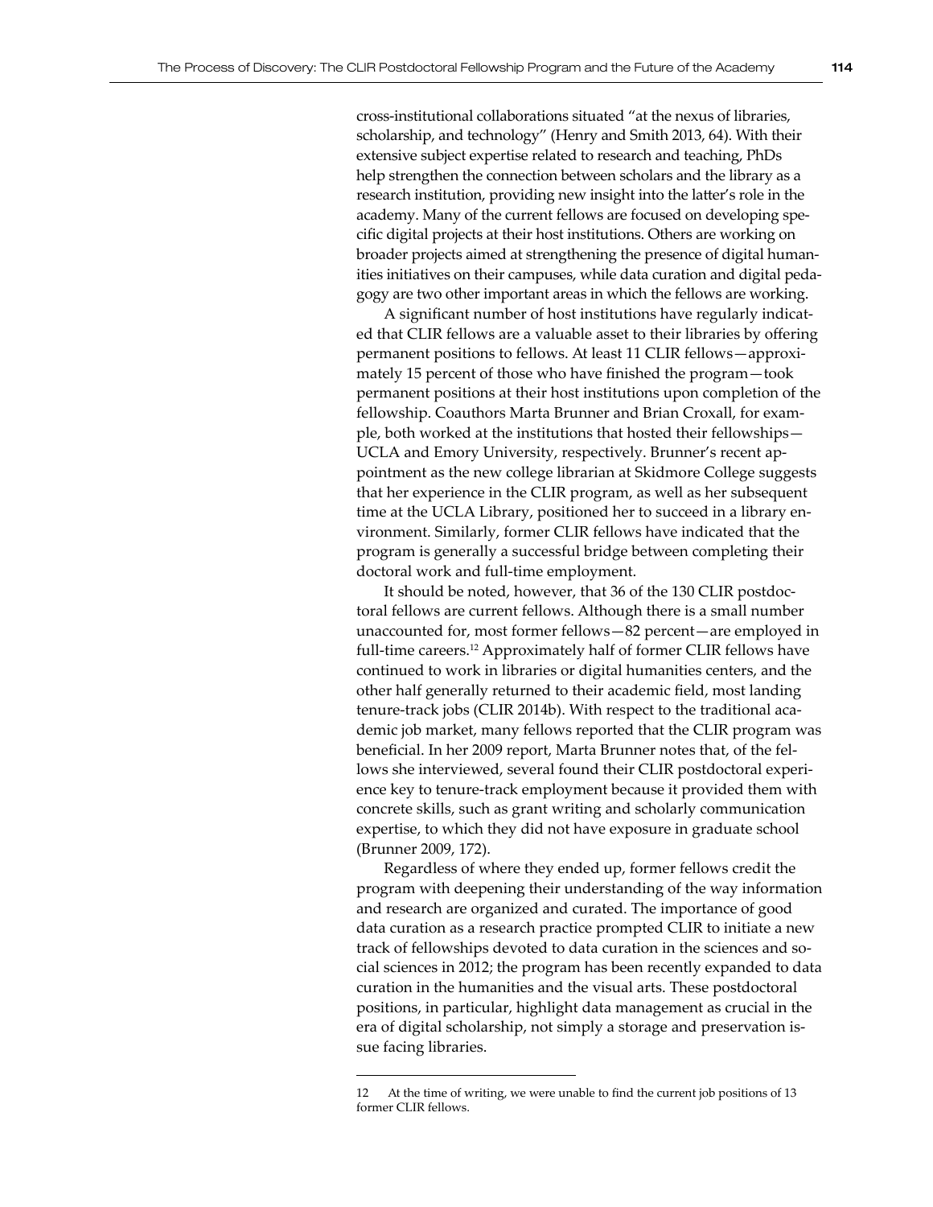cross-institutional collaborations situated "at the nexus of libraries, scholarship, and technology" (Henry and Smith 2013, 64). With their extensive subject expertise related to research and teaching, PhDs help strengthen the connection between scholars and the library as a research institution, providing new insight into the latter's role in the academy. Many of the current fellows are focused on developing specific digital projects at their host institutions. Others are working on broader projects aimed at strengthening the presence of digital humanities initiatives on their campuses, while data curation and digital pedagogy are two other important areas in which the fellows are working.

A significant number of host institutions have regularly indicated that CLIR fellows are a valuable asset to their libraries by offering permanent positions to fellows. At least 11 CLIR fellows—approximately 15 percent of those who have finished the program—took permanent positions at their host institutions upon completion of the fellowship. Coauthors Marta Brunner and Brian Croxall, for example, both worked at the institutions that hosted their fellowships—UCLA and Emory University, respectively. Brunner's recent appointment as the new college librarian at Skidmore College suggests that her experience in the CLIR program, as well as her subsequent time at the UCLA Library, positioned her to succeed in a library environment. Similarly, former CLIR fellows have indicated that the program is generally a successful bridge between completing their doctoral work and full-time employment.

It should be noted, however, that 36 of the 130 CLIR postdoctoral fellows are current fellows. Although there is a small number unaccounted for, most former fellows—82 percent—are employed in full-time careers.[12] Approximately half of former CLIR fellows have continued to work in libraries or digital humanities centers, and the other half generally returned to their academic field, most landing tenure-track jobs (CLIR 2014b). With respect to the traditional academic job market, many fellows reported that the CLIR program was beneficial. In her 2009 report, Marta Brunner notes that, of the fellows she interviewed, several found their CLIR postdoctoral experience key to tenure-track employment because it provided them with concrete skills, such as grant writing and scholarly communication expertise, to which they did not have exposure in graduate school (Brunner 2009, 172).

Regardless of where they ended up, former fellows credit the program with deepening their understanding of the way information and research are organized and curated. The importance of good data curation as a research practice prompted CLIR to initiate a new track of fellowships devoted to data curation in the sciences and social sciences in 2012; the program has been recently expanded to data curation in the humanities and the visual arts. These postdoctoral positions, in particular, highlight data management as crucial in the era of digital scholarship, not simply a storage and preservation issue facing libraries.

---

12 At the time of writing, we were unable to find the current job positions of 13 former CLIR fellows.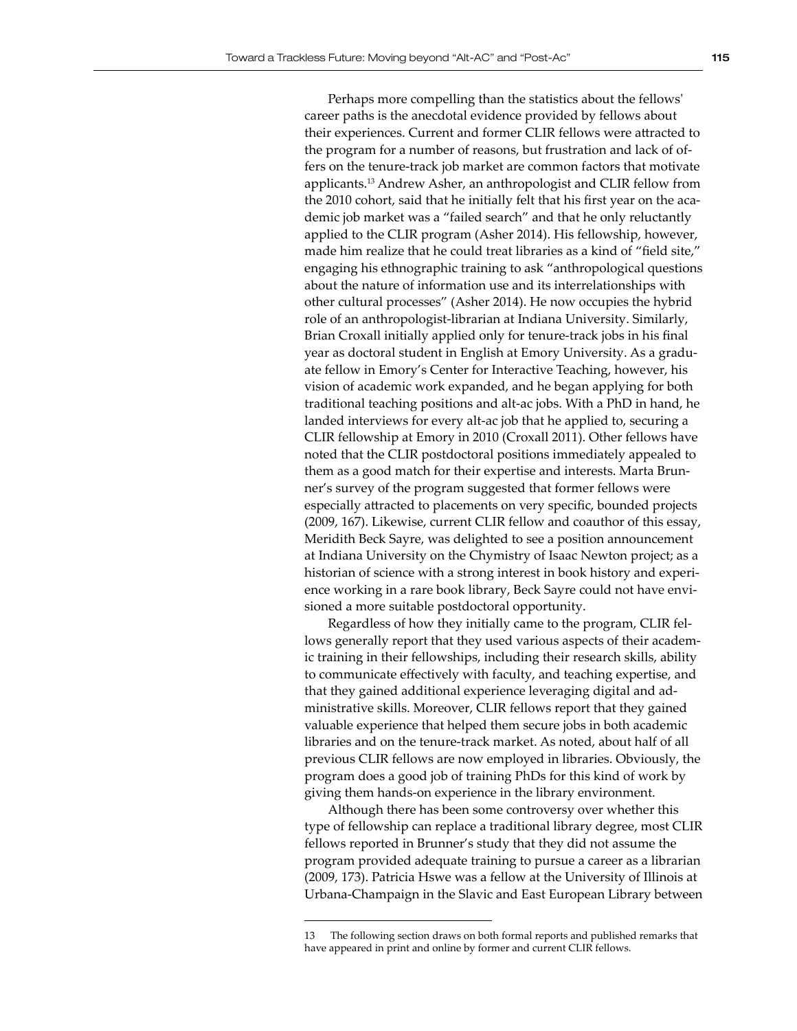Perhaps more compelling than the statistics about the fellows' career paths is the anecdotal evidence provided by fellows about their experiences. Current and former CLIR fellows were attracted to the program for a number of reasons, but frustration and lack of offers on the tenure-track job market are common factors that motivate applicants.[13] Andrew Asher, an anthropologist and CLIR fellow from the 2010 cohort, said that he initially felt that his first year on the academic job market was a "failed search" and that he only reluctantly applied to the CLIR program (Asher 2014). His fellowship, however, made him realize that he could treat libraries as a kind of "field site," engaging his ethnographic training to ask "anthropological questions about the nature of information use and its interrelationships with other cultural processes" (Asher 2014). He now occupies the hybrid role of an anthropologist-librarian at Indiana University. Similarly, Brian Croxall initially applied only for tenure-track jobs in his final year as doctoral student in English at Emory University. As a graduate fellow in Emory's Center for Interactive Teaching, however, his vision of academic work expanded, and he began applying for both traditional teaching positions and alt-ac jobs. With a PhD in hand, he landed interviews for every alt-ac job that he applied to, securing a CLIR fellowship at Emory in 2010 (Croxall 2011). Other fellows have noted that the CLIR postdoctoral positions immediately appealed to them as a good match for their expertise and interests. Marta Brunner's survey of the program suggested that former fellows were especially attracted to placements on very specific, bounded projects (2009, 167). Likewise, current CLIR fellow and coauthor of this essay, Meridith Beck Sayre, was delighted to see a position announcement at Indiana University on the Chymistry of Isaac Newton project; as a historian of science with a strong interest in book history and experience working in a rare book library, Beck Sayre could not have envisioned a more suitable postdoctoral opportunity.

Regardless of how they initially came to the program, CLIR fellows generally report that they used various aspects of their academic training in their fellowships, including their research skills, ability to communicate effectively with faculty, and teaching expertise, and that they gained additional experience leveraging digital and administrative skills. Moreover, CLIR fellows report that they gained valuable experience that helped them secure jobs in both academic libraries and on the tenure-track market. As noted, about half of all previous CLIR fellows are now employed in libraries. Obviously, the program does a good job of training PhDs for this kind of work by giving them hands-on experience in the library environment.

Although there has been some controversy over whether this type of fellowship can replace a traditional library degree, most CLIR fellows reported in Brunner's study that they did not assume the program provided adequate training to pursue a career as a librarian (2009, 173). Patricia Hswe was a fellow at the University of Illinois at Urbana-Champaign in the Slavic and East European Library between

---

13 The following section draws on both formal reports and published remarks that have appeared in print and online by former and current CLIR fellows.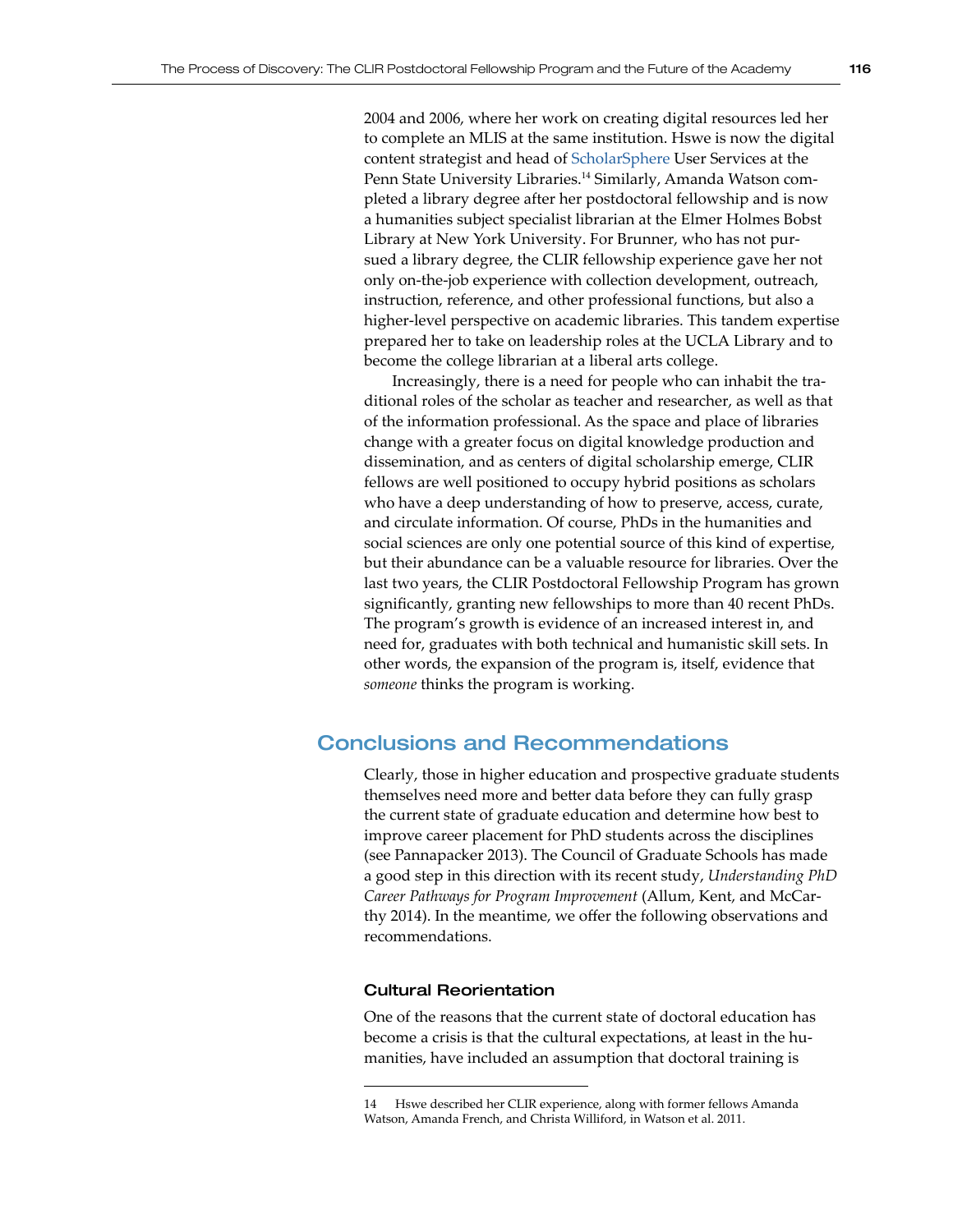2004 and 2006, where her work on creating digital resources led her to complete an MLIS at the same institution. Hswe is now the digital content strategist and head of ScholarSphere User Services at the Penn State University Libraries.[14] Similarly, Amanda Watson completed a library degree after her postdoctoral fellowship and is now a humanities subject specialist librarian at the Elmer Holmes Bobst Library at New York University. For Brunner, who has not pursued a library degree, the CLIR fellowship experience gave her not only on-the-job experience with collection development, outreach, instruction, reference, and other professional functions, but also a higher-level perspective on academic libraries. This tandem expertise prepared her to take on leadership roles at the UCLA Library and to become the college librarian at a liberal arts college.

Increasingly, there is a need for people who can inhabit the traditional roles of the scholar as teacher and researcher, as well as that of the information professional. As the space and place of libraries change with a greater focus on digital knowledge production and dissemination, and as centers of digital scholarship emerge, CLIR fellows are well positioned to occupy hybrid positions as scholars who have a deep understanding of how to preserve, access, curate, and circulate information. Of course, PhDs in the humanities and social sciences are only one potential source of this kind of expertise, but their abundance can be a valuable resource for libraries. Over the last two years, the CLIR Postdoctoral Fellowship Program has grown significantly, granting new fellowships to more than 40 recent PhDs. The program's growth is evidence of an increased interest in, and need for, graduates with both technical and humanistic skill sets. In other words, the expansion of the program is, itself, evidence that *someone* thinks the program is working.

## Conclusions and Recommendations

Clearly, those in higher education and prospective graduate students themselves need more and better data before they can fully grasp the current state of graduate education and determine how best to improve career placement for PhD students across the disciplines (see Pannapacker 2013). The Council of Graduate Schools has made a good step in this direction with its recent study, *Understanding PhD Career Pathways for Program Improvement* (Allum, Kent, and McCarthy 2014). In the meantime, we offer the following observations and recommendations.

### Cultural Reorientation

One of the reasons that the current state of doctoral education has become a crisis is that the cultural expectations, at least in the humanities, have included an assumption that doctoral training is

---

14 Hswe described her CLIR experience, along with former fellows Amanda Watson, Amanda French, and Christa Williford, in Watson et al. 2011.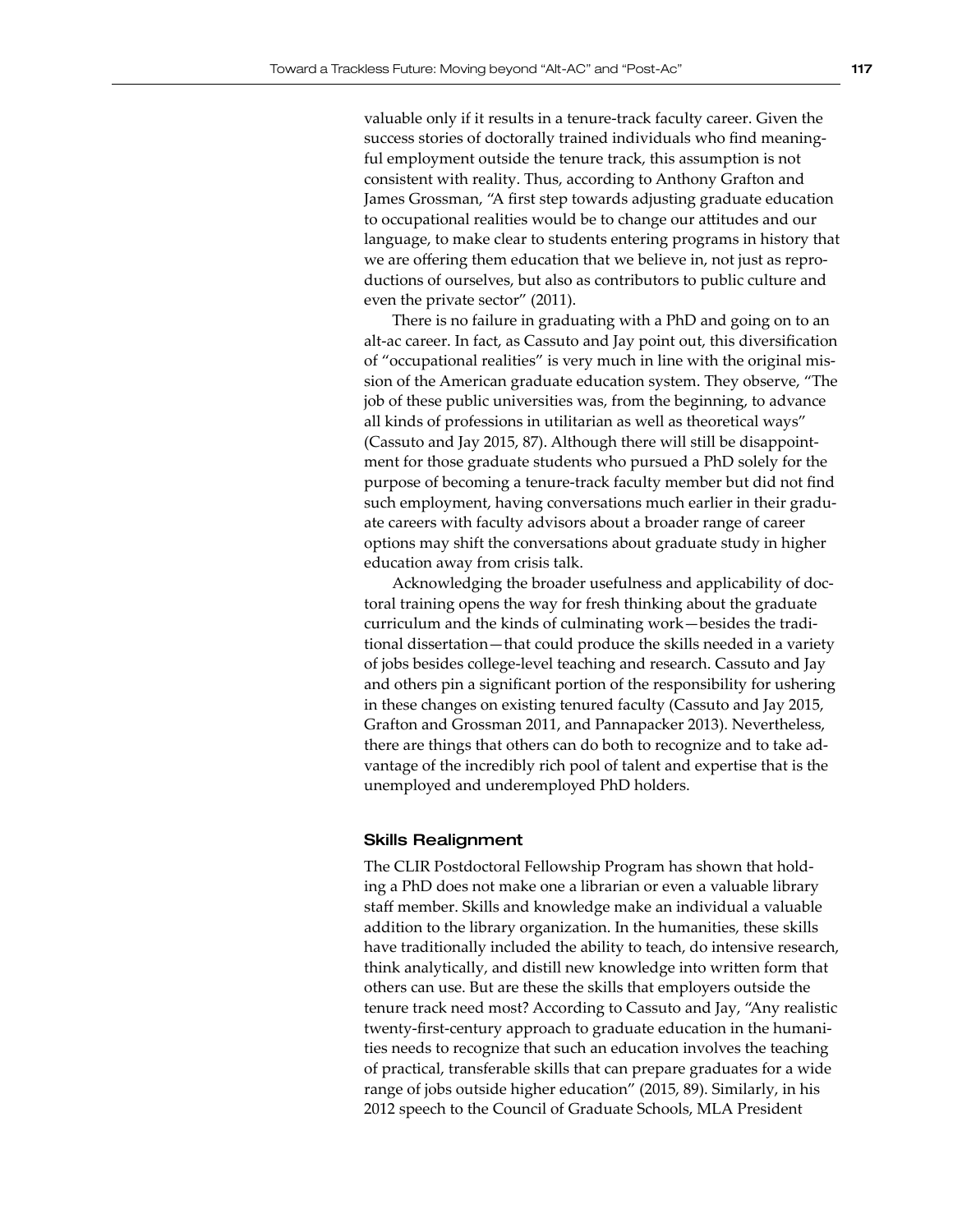valuable only if it results in a tenure-track faculty career. Given the success stories of doctorally trained individuals who find meaningful employment outside the tenure track, this assumption is not consistent with reality. Thus, according to Anthony Grafton and James Grossman, "A first step towards adjusting graduate education to occupational realities would be to change our attitudes and our language, to make clear to students entering programs in history that we are offering them education that we believe in, not just as reproductions of ourselves, but also as contributors to public culture and even the private sector" (2011).

There is no failure in graduating with a PhD and going on to an alt-ac career. In fact, as Cassuto and Jay point out, this diversification of "occupational realities" is very much in line with the original mission of the American graduate education system. They observe, "The job of these public universities was, from the beginning, to advance all kinds of professions in utilitarian as well as theoretical ways" (Cassuto and Jay 2015, 87). Although there will still be disappointment for those graduate students who pursued a PhD solely for the purpose of becoming a tenure-track faculty member but did not find such employment, having conversations much earlier in their graduate careers with faculty advisors about a broader range of career options may shift the conversations about graduate study in higher education away from crisis talk.

Acknowledging the broader usefulness and applicability of doctoral training opens the way for fresh thinking about the graduate curriculum and the kinds of culminating work—besides the traditional dissertation—that could produce the skills needed in a variety of jobs besides college-level teaching and research. Cassuto and Jay and others pin a significant portion of the responsibility for ushering in these changes on existing tenured faculty (Cassuto and Jay 2015, Grafton and Grossman 2011, and Pannapacker 2013). Nevertheless, there are things that others can do both to recognize and to take advantage of the incredibly rich pool of talent and expertise that is the unemployed and underemployed PhD holders.

### Skills Realignment

The CLIR Postdoctoral Fellowship Program has shown that holding a PhD does not make one a librarian or even a valuable library staff member. Skills and knowledge make an individual a valuable addition to the library organization. In the humanities, these skills have traditionally included the ability to teach, do intensive research, think analytically, and distill new knowledge into written form that others can use. But are these the skills that employers outside the tenure track need most? According to Cassuto and Jay, "Any realistic twenty-first-century approach to graduate education in the humanities needs to recognize that such an education involves the teaching of practical, transferable skills that can prepare graduates for a wide range of jobs outside higher education" (2015, 89). Similarly, in his 2012 speech to the Council of Graduate Schools, MLA President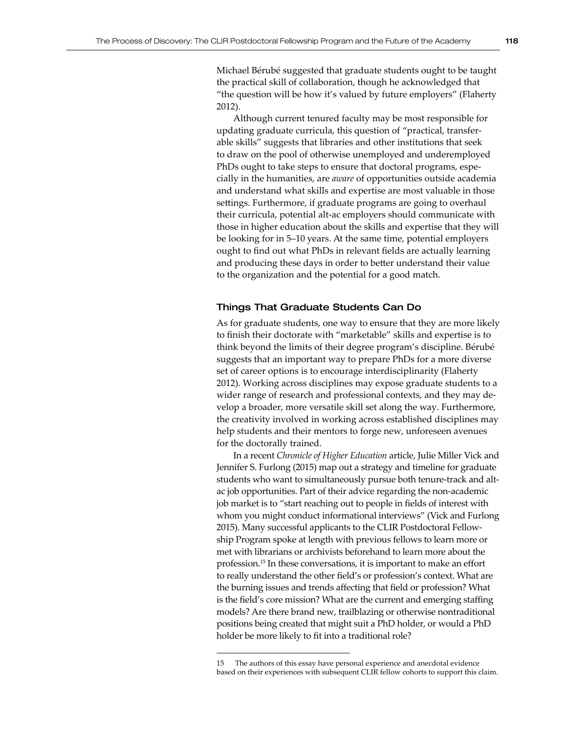Michael Bérubé suggested that graduate students ought to be taught the practical skill of collaboration, though he acknowledged that "the question will be how it's valued by future employers" (Flaherty 2012).

Although current tenured faculty may be most responsible for updating graduate curricula, this question of "practical, transferable skills" suggests that libraries and other institutions that seek to draw on the pool of otherwise unemployed and underemployed PhDs ought to take steps to ensure that doctoral programs, especially in the humanities, are *aware* of opportunities outside academia and understand what skills and expertise are most valuable in those settings. Furthermore, if graduate programs are going to overhaul their curricula, potential alt-ac employers should communicate with those in higher education about the skills and expertise that they will be looking for in 5–10 years. At the same time, potential employers ought to find out what PhDs in relevant fields are actually learning and producing these days in order to better understand their value to the organization and the potential for a good match.

### Things That Graduate Students Can Do

As for graduate students, one way to ensure that they are more likely to finish their doctorate with "marketable" skills and expertise is to think beyond the limits of their degree program's discipline. Bérubé suggests that an important way to prepare PhDs for a more diverse set of career options is to encourage interdisciplinarity (Flaherty 2012). Working across disciplines may expose graduate students to a wider range of research and professional contexts, and they may develop a broader, more versatile skill set along the way. Furthermore, the creativity involved in working across established disciplines may help students and their mentors to forge new, unforeseen avenues for the doctorally trained.

In a recent *Chronicle of Higher Education* article, Julie Miller Vick and Jennifer S. Furlong (2015) map out a strategy and timeline for graduate students who want to simultaneously pursue both tenure-track and alt-ac job opportunities. Part of their advice regarding the non-academic job market is to "start reaching out to people in fields of interest with whom you might conduct informational interviews" (Vick and Furlong 2015). Many successful applicants to the CLIR Postdoctoral Fellowship Program spoke at length with previous fellows to learn more or met with librarians or archivists beforehand to learn more about the profession.[15] In these conversations, it is important to make an effort to really understand the other field's or profession's context. What are the burning issues and trends affecting that field or profession? What is the field's core mission? What are the current and emerging staffing models? Are there brand new, trailblazing or otherwise nontraditional positions being created that might suit a PhD holder, or would a PhD holder be more likely to fit into a traditional role?

---

15 The authors of this essay have personal experience and anecdotal evidence based on their experiences with subsequent CLIR fellow cohorts to support this claim.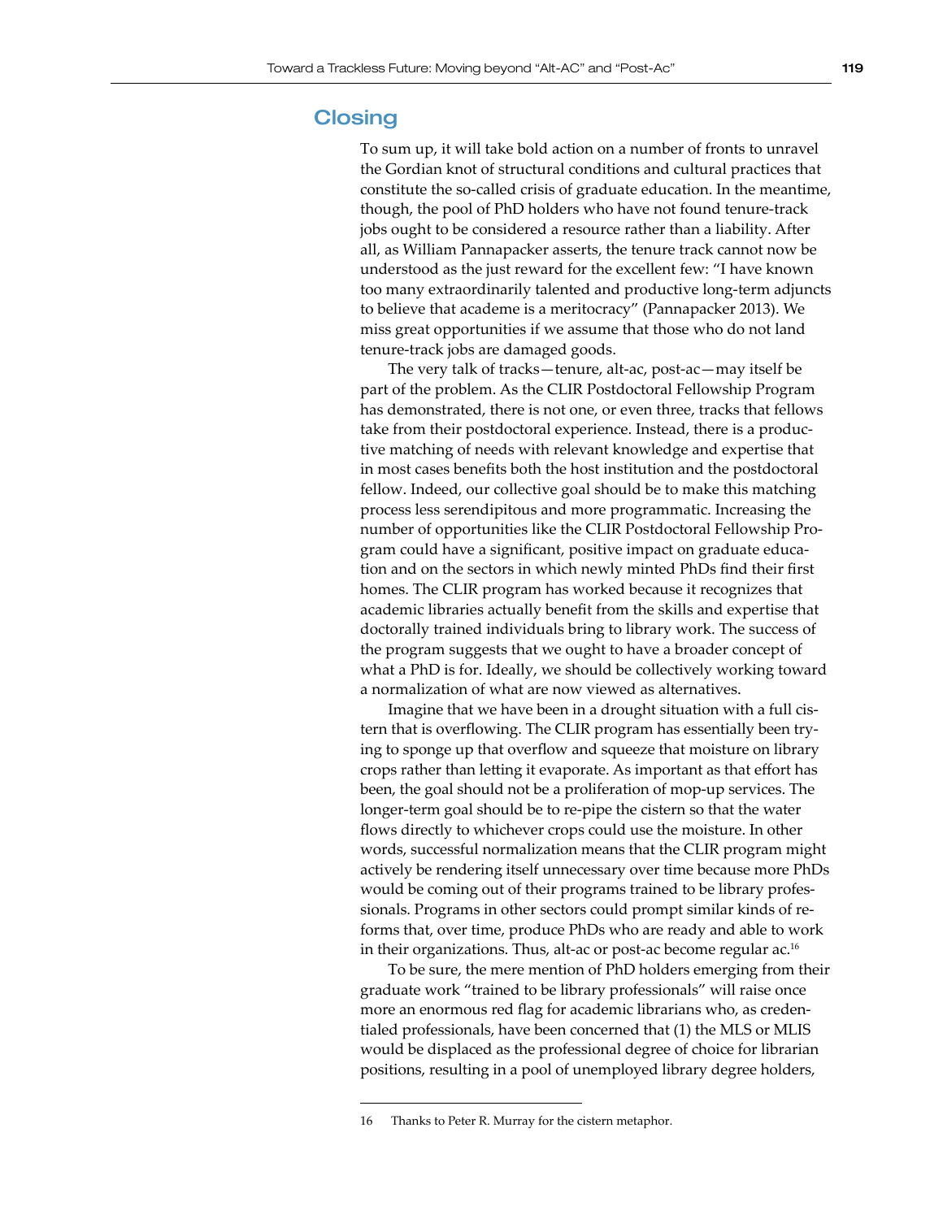## Closing

To sum up, it will take bold action on a number of fronts to unravel the Gordian knot of structural conditions and cultural practices that constitute the so-called crisis of graduate education. In the meantime, though, the pool of PhD holders who have not found tenure-track jobs ought to be considered a resource rather than a liability. After all, as William Pannapacker asserts, the tenure track cannot now be understood as the just reward for the excellent few: "I have known too many extraordinarily talented and productive long-term adjuncts to believe that academe is a meritocracy" (Pannapacker 2013). We miss great opportunities if we assume that those who do not land tenure-track jobs are damaged goods.

The very talk of tracks—tenure, alt-ac, post-ac—may itself be part of the problem. As the CLIR Postdoctoral Fellowship Program has demonstrated, there is not one, or even three, tracks that fellows take from their postdoctoral experience. Instead, there is a productive matching of needs with relevant knowledge and expertise that in most cases benefits both the host institution and the postdoctoral fellow. Indeed, our collective goal should be to make this matching process less serendipitous and more programmatic. Increasing the number of opportunities like the CLIR Postdoctoral Fellowship Program could have a significant, positive impact on graduate education and on the sectors in which newly minted PhDs find their first homes. The CLIR program has worked because it recognizes that academic libraries actually benefit from the skills and expertise that doctorally trained individuals bring to library work. The success of the program suggests that we ought to have a broader concept of what a PhD is for. Ideally, we should be collectively working toward a normalization of what are now viewed as alternatives.

Imagine that we have been in a drought situation with a full cistern that is overflowing. The CLIR program has essentially been trying to sponge up that overflow and squeeze that moisture on library crops rather than letting it evaporate. As important as that effort has been, the goal should not be a proliferation of mop-up services. The longer-term goal should be to re-pipe the cistern so that the water flows directly to whichever crops could use the moisture. In other words, successful normalization means that the CLIR program might actively be rendering itself unnecessary over time because more PhDs would be coming out of their programs trained to be library professionals. Programs in other sectors could prompt similar kinds of reforms that, over time, produce PhDs who are ready and able to work in their organizations. Thus, alt-ac or post-ac become regular ac.[16]

To be sure, the mere mention of PhD holders emerging from their graduate work "trained to be library professionals" will raise once more an enormous red flag for academic librarians who, as credentialed professionals, have been concerned that (1) the MLS or MLIS would be displaced as the professional degree of choice for librarian positions, resulting in a pool of unemployed library degree holders,

---

16 Thanks to Peter R. Murray for the cistern metaphor.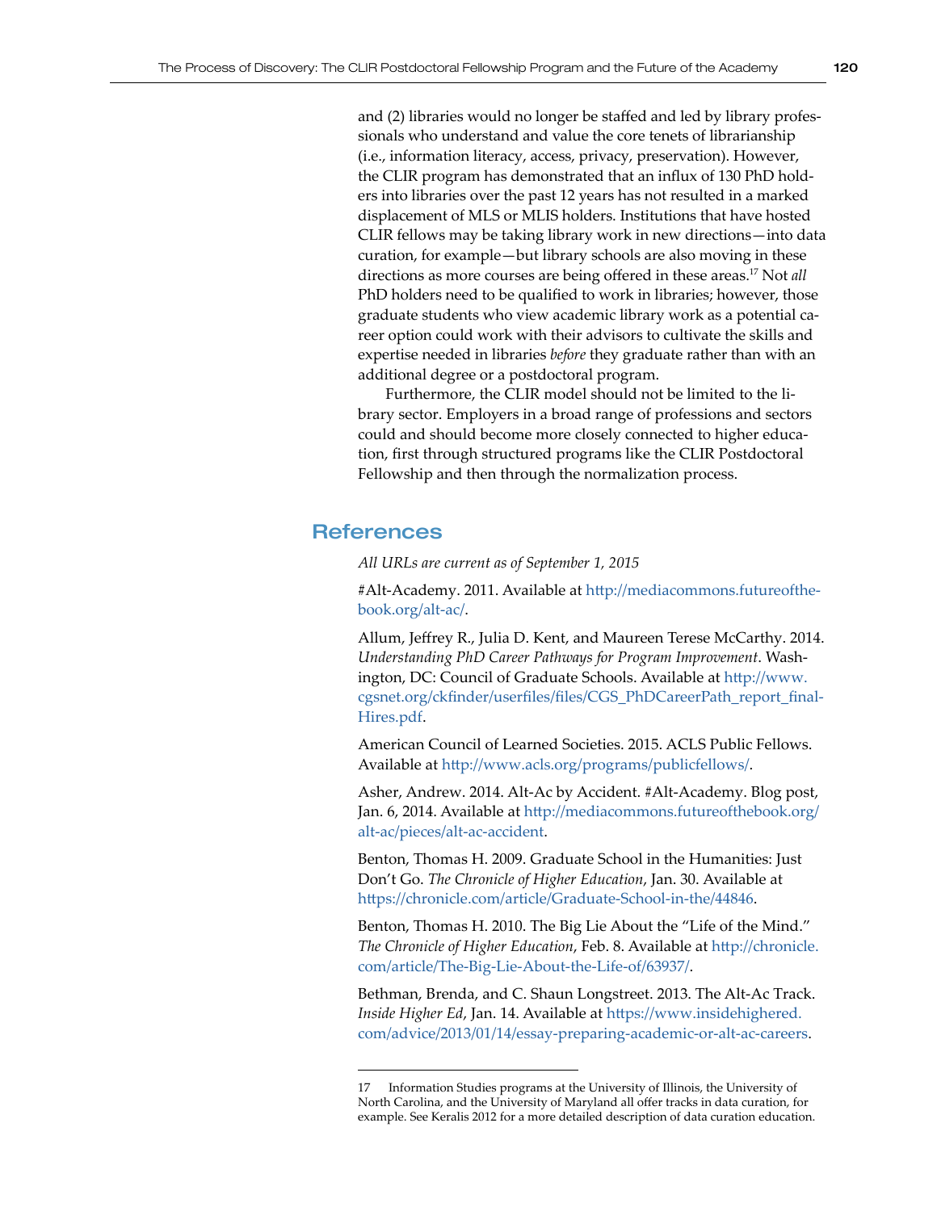and (2) libraries would no longer be staffed and led by library professionals who understand and value the core tenets of librarianship (i.e., information literacy, access, privacy, preservation). However, the CLIR program has demonstrated that an influx of 130 PhD holders into libraries over the past 12 years has not resulted in a marked displacement of MLS or MLIS holders. Institutions that have hosted CLIR fellows may be taking library work in new directions—into data curation, for example—but library schools are also moving in these directions as more courses are being offered in these areas.[17] Not *all* PhD holders need to be qualified to work in libraries; however, those graduate students who view academic library work as a potential career option could work with their advisors to cultivate the skills and expertise needed in libraries *before* they graduate rather than with an additional degree or a postdoctoral program.

Furthermore, the CLIR model should not be limited to the library sector. Employers in a broad range of professions and sectors could and should become more closely connected to higher education, first through structured programs like the CLIR Postdoctoral Fellowship and then through the normalization process.

## References

*All URLs are current as of September 1, 2015*

#Alt-Academy. 2011. Available at http://mediacommons.futureofthebook.org/alt-ac/.

Allum, Jeffrey R., Julia D. Kent, and Maureen Terese McCarthy. 2014. *Understanding PhD Career Pathways for Program Improvement*. Washington, DC: Council of Graduate Schools. Available at http://www.cgsnet.org/ckfinder/userfiles/files/CGS_PhDCareerPath_report_finalHires.pdf.

American Council of Learned Societies. 2015. ACLS Public Fellows. Available at http://www.acls.org/programs/publicfellows/.

Asher, Andrew. 2014. Alt-Ac by Accident. #Alt-Academy. Blog post, Jan. 6, 2014. Available at http://mediacommons.futureofthebook.org/alt-ac/pieces/alt-ac-accident.

Benton, Thomas H. 2009. Graduate School in the Humanities: Just Don't Go. *The Chronicle of Higher Education*, Jan. 30. Available at https://chronicle.com/article/Graduate-School-in-the/44846.

Benton, Thomas H. 2010. The Big Lie About the "Life of the Mind." *The Chronicle of Higher Education*, Feb. 8. Available at http://chronicle.com/article/The-Big-Lie-About-the-Life-of/63937/.

Bethman, Brenda, and C. Shaun Longstreet. 2013. The Alt-Ac Track. *Inside Higher Ed*, Jan. 14. Available at https://www.insidehighered.com/advice/2013/01/14/essay-preparing-academic-or-alt-ac-careers.

---

17 Information Studies programs at the University of Illinois, the University of North Carolina, and the University of Maryland all offer tracks in data curation, for example. See Keralis 2012 for a more detailed description of data curation education.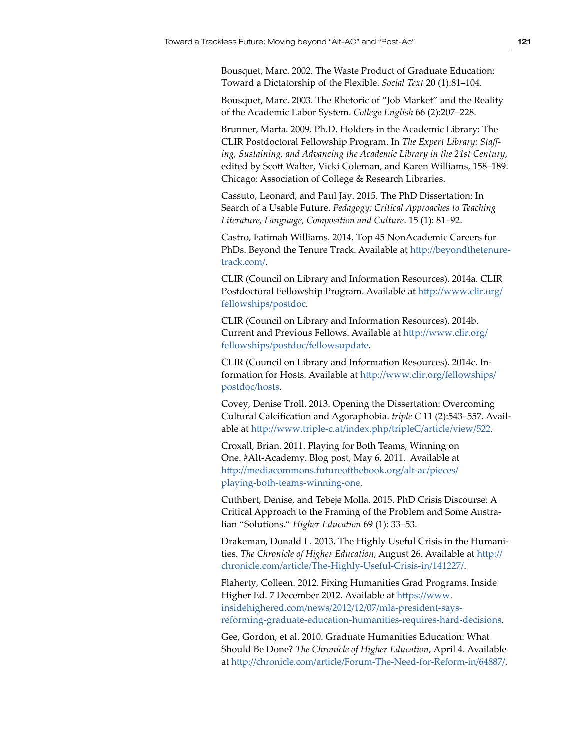Bousquet, Marc. 2002. The Waste Product of Graduate Education: Toward a Dictatorship of the Flexible. *Social Text* 20 (1):81–104.

Bousquet, Marc. 2003. The Rhetoric of "Job Market" and the Reality of the Academic Labor System. *College English* 66 (2):207–228.

Brunner, Marta. 2009. Ph.D. Holders in the Academic Library: The CLIR Postdoctoral Fellowship Program. In *The Expert Library: Staffing, Sustaining, and Advancing the Academic Library in the 21st Century*, edited by Scott Walter, Vicki Coleman, and Karen Williams, 158–189. Chicago: Association of College & Research Libraries.

Cassuto, Leonard, and Paul Jay. 2015. The PhD Dissertation: In Search of a Usable Future. *Pedagogy: Critical Approaches to Teaching Literature, Language, Composition and Culture*. 15 (1): 81–92.

Castro, Fatimah Williams. 2014. Top 45 NonAcademic Careers for PhDs. Beyond the Tenure Track. Available at http://beyondthetenure-track.com/.

CLIR (Council on Library and Information Resources). 2014a. CLIR Postdoctoral Fellowship Program. Available at http://www.clir.org/fellowships/postdoc.

CLIR (Council on Library and Information Resources). 2014b. Current and Previous Fellows. Available at http://www.clir.org/fellowships/postdoc/fellowsupdate.

CLIR (Council on Library and Information Resources). 2014c. Information for Hosts. Available at http://www.clir.org/fellowships/postdoc/hosts.

Covey, Denise Troll. 2013. Opening the Dissertation: Overcoming Cultural Calcification and Agoraphobia. *triple C* 11 (2):543–557. Available at http://www.triple-c.at/index.php/tripleC/article/view/522.

Croxall, Brian. 2011. Playing for Both Teams, Winning on One. #Alt-Academy. Blog post, May 6, 2011. Available at http://mediacommons.futureofthebook.org/alt-ac/pieces/playing-both-teams-winning-one.

Cuthbert, Denise, and Tebeje Molla. 2015. PhD Crisis Discourse: A Critical Approach to the Framing of the Problem and Some Australian "Solutions." *Higher Education* 69 (1): 33–53.

Drakeman, Donald L. 2013. The Highly Useful Crisis in the Humanities. *The Chronicle of Higher Education*, August 26. Available at http://chronicle.com/article/The-Highly-Useful-Crisis-in/141227/.

Flaherty, Colleen. 2012. Fixing Humanities Grad Programs. Inside Higher Ed. 7 December 2012. Available at https://www.insidehighered.com/news/2012/12/07/mla-president-says-reforming-graduate-education-humanities-requires-hard-decisions.

Gee, Gordon, et al. 2010. Graduate Humanities Education: What Should Be Done? *The Chronicle of Higher Education*, April 4. Available at http://chronicle.com/article/Forum-The-Need-for-Reform-in/64887/.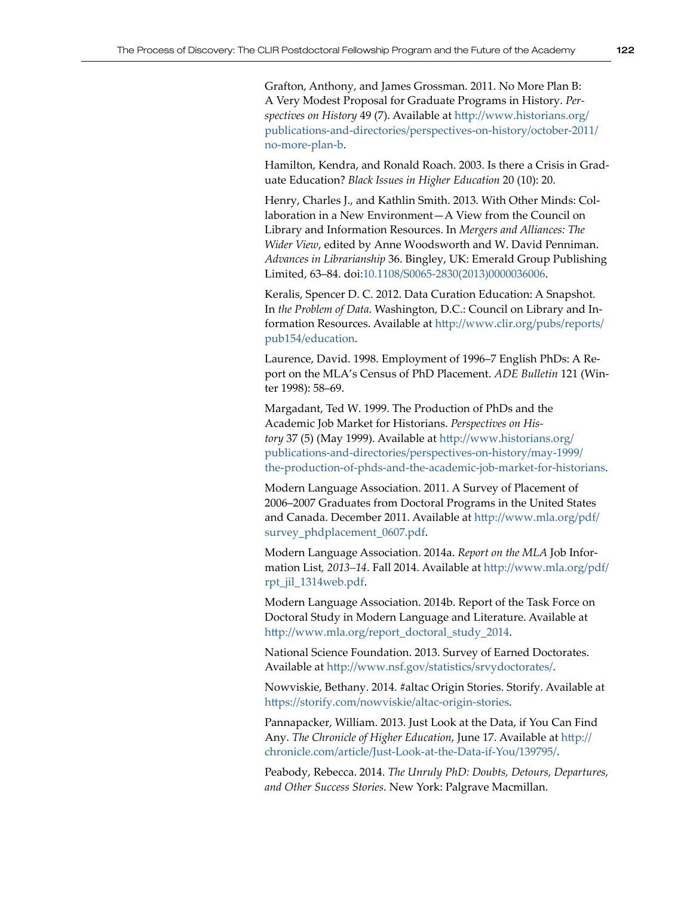Grafton, Anthony, and James Grossman. 2011. No More Plan B: A Very Modest Proposal for Graduate Programs in History. *Perspectives on History* 49 (7). Available at http://www.historians.org/publications-and-directories/perspectives-on-history/october-2011/no-more-plan-b.

Hamilton, Kendra, and Ronald Roach. 2003. Is there a Crisis in Graduate Education? *Black Issues in Higher Education* 20 (10): 20.

Henry, Charles J., and Kathlin Smith. 2013. With Other Minds: Collaboration in a New Environment—A View from the Council on Library and Information Resources. In *Mergers and Alliances: The Wider View*, edited by Anne Woodsworth and W. David Penniman. *Advances in Librarianship* 36. Bingley, UK: Emerald Group Publishing Limited, 63–84. doi:10.1108/S0065-2830(2013)0000036006.

Keralis, Spencer D. C. 2012. Data Curation Education: A Snapshot. In *the Problem of Data*. Washington, D.C.: Council on Library and Information Resources. Available at http://www.clir.org/pubs/reports/pub154/education.

Laurence, David. 1998. Employment of 1996–7 English PhDs: A Report on the MLA's Census of PhD Placement. *ADE Bulletin* 121 (Winter 1998): 58–69.

Margadant, Ted W. 1999. The Production of PhDs and the Academic Job Market for Historians. *Perspectives on History* 37 (5) (May 1999). Available at http://www.historians.org/publications-and-directories/perspectives-on-history/may-1999/the-production-of-phds-and-the-academic-job-market-for-historians.

Modern Language Association. 2011. A Survey of Placement of 2006–2007 Graduates from Doctoral Programs in the United States and Canada. December 2011. Available at http://www.mla.org/pdf/survey_phdplacement_0607.pdf.

Modern Language Association. 2014a. *Report on the MLA* Job Information List*, 2013–14*. Fall 2014. Available at http://www.mla.org/pdf/rpt_jil_1314web.pdf.

Modern Language Association. 2014b. Report of the Task Force on Doctoral Study in Modern Language and Literature. Available at http://www.mla.org/report_doctoral_study_2014.

National Science Foundation. 2013. Survey of Earned Doctorates. Available at http://www.nsf.gov/statistics/srvydoctorates/.

Nowviskie, Bethany. 2014. #altac Origin Stories. Storify. Available at https://storify.com/nowviskie/altac-origin-stories.

Pannapacker, William. 2013. Just Look at the Data, if You Can Find Any. *The Chronicle of Higher Education*, June 17. Available at http://chronicle.com/article/Just-Look-at-the-Data-if-You/139795/.

Peabody, Rebecca. 2014. *The Unruly PhD: Doubts, Detours, Departures, and Other Success Stories*. New York: Palgrave Macmillan.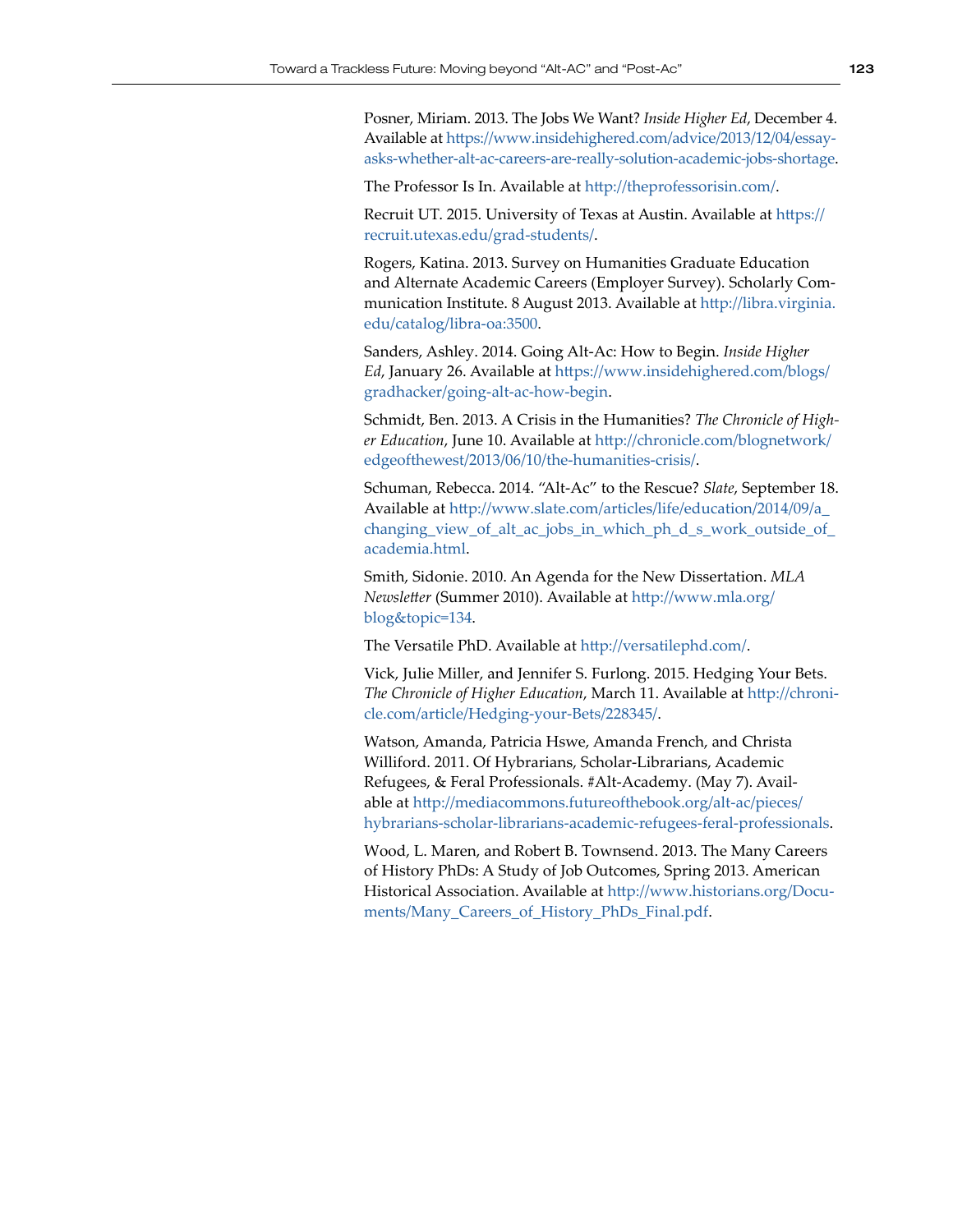Posner, Miriam. 2013. The Jobs We Want? *Inside Higher Ed*, December 4. Available at https://www.insidehighered.com/advice/2013/12/04/essay-asks-whether-alt-ac-careers-are-really-solution-academic-jobs-shortage.

The Professor Is In. Available at http://theprofessorisin.com/.

Recruit UT. 2015. University of Texas at Austin. Available at https://recruit.utexas.edu/grad-students/.

Rogers, Katina. 2013. Survey on Humanities Graduate Education and Alternate Academic Careers (Employer Survey). Scholarly Communication Institute. 8 August 2013. Available at http://libra.virginia.edu/catalog/libra-oa:3500.

Sanders, Ashley. 2014. Going Alt-Ac: How to Begin. *Inside Higher Ed*, January 26. Available at https://www.insidehighered.com/blogs/gradhacker/going-alt-ac-how-begin.

Schmidt, Ben. 2013. A Crisis in the Humanities? *The Chronicle of Higher Education*, June 10. Available at http://chronicle.com/blognetwork/edgeofthewest/2013/06/10/the-humanities-crisis/.

Schuman, Rebecca. 2014. "Alt-Ac" to the Rescue? *Slate*, September 18. Available at http://www.slate.com/articles/life/education/2014/09/a_changing_view_of_alt_ac_jobs_in_which_ph_d_s_work_outside_of_academia.html.

Smith, Sidonie. 2010. An Agenda for the New Dissertation. *MLA Newsletter* (Summer 2010). Available at http://www.mla.org/blog&topic=134.

The Versatile PhD. Available at http://versatilephd.com/.

Vick, Julie Miller, and Jennifer S. Furlong. 2015. Hedging Your Bets. *The Chronicle of Higher Education*, March 11. Available at http://chronicle.com/article/Hedging-your-Bets/228345/.

Watson, Amanda, Patricia Hswe, Amanda French, and Christa Williford. 2011. Of Hybrarians, Scholar-Librarians, Academic Refugees, & Feral Professionals. #Alt-Academy. (May 7). Available at http://mediacommons.futureofthebook.org/alt-ac/pieces/hybrarians-scholar-librarians-academic-refugees-feral-professionals.

Wood, L. Maren, and Robert B. Townsend. 2013. The Many Careers of History PhDs: A Study of Job Outcomes, Spring 2013. American Historical Association. Available at http://www.historians.org/Documents/Many_Careers_of_History_PhDs_Final.pdf.